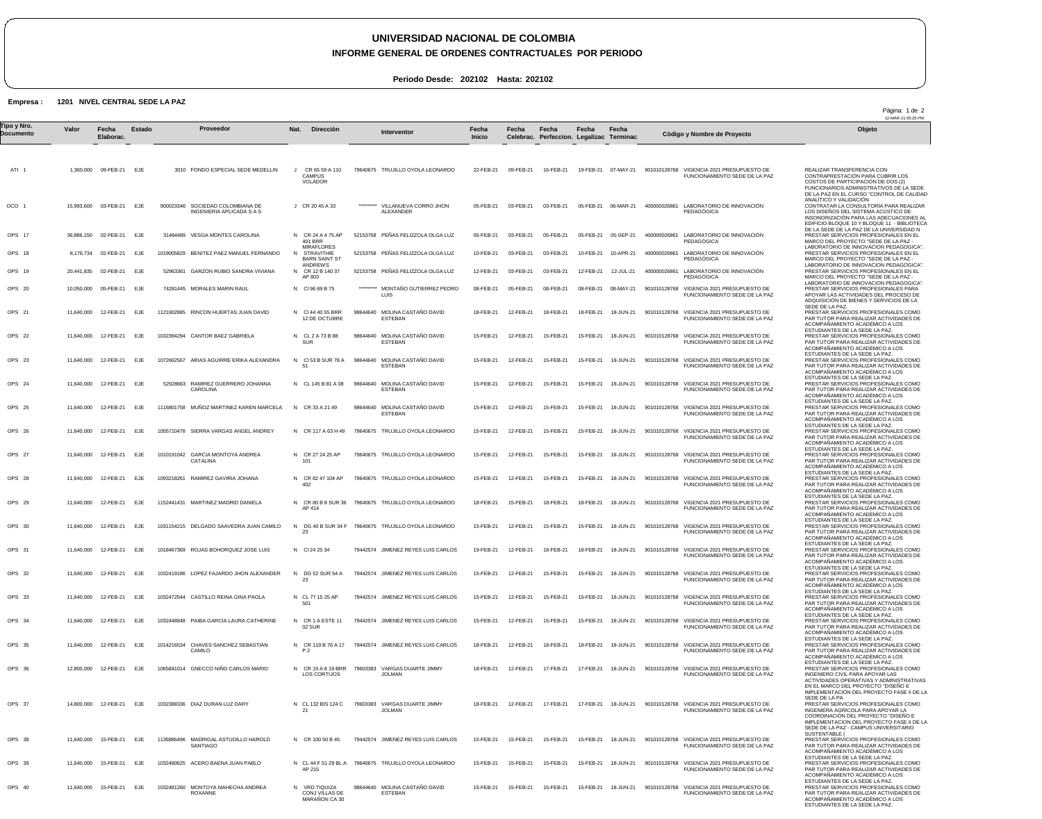# UNIVERSIDAD NACIONAL DE COLOMBIA

## INFORME GENERAL DE ORDENES CONTRACTUALES POR PERIODO

**Periodo Desde: 202102 Hasta: 202102**

**Empresa : 1201 NIVEL CENTRAL SEDE LA PAZ**

| Tipo y Nro. Documento | Valor | Fecha Elaborac. | Estado | Proveedor | | Nat. | Dirección | Interventor | | Fecha Inicio | Fecha Celebrac. | Fecha Perfeccion. | Fecha Legalizac. | Fecha Terminac. | Còdigo y Nombre de Proyecto | | Objeto |
|---|---|---|---|---|---|---|---|---|---|---|---|---|---|---|---|---|---|
| ATI 1 | 1,360,000 | 09-FEB-21 | EJE | 3010 | FONDO ESPECIAL SEDE MEDELLIN | J | CR 65 59 A 110 CAMPUS VOLADOR | 79640675 | TRUJILLO OYOLA LEONARDO | 22-FEB-21 | 09-FEB-21 | 16-FEB-21 | 19-FEB-21 | 07-MAY-21 | 901010128768 | VIGENCIA 2021 PRESUPUESTO DE FUNCIONAMIENTO SEDE DE LA PAZ | REALIZAR TRANSFERENCIA CON CONTRAPRESTACIÓN PARA CUBRIR LOS COSTOS DE PARTICIPACIÓN DE DOS (2) FUNCIONARIOS ADMINISTRATIVOS DE LA SEDE DE LA PAZ EN EL CURSO "CONTROL DE CALIDAD ANALÍTICO Y VALIDACIÓN |
| OCO 1 | 15,993,600 | 03-FEB-21 | EJE | 900023346 | SOCIEDAD COLOMBIANA DE INGENIERIA APLICADA S A S | J | CR 20 45 A 33 | ********* | VILLANUEVA CORRO JHON ALEXANDER | 05-FEB-21 | 03-FEB-21 | 03-FEB-21 | 05-FEB-21 | 06-MAR-21 | 400000026861 | LABORATORIO DE INNOVACIÓN PEDAGÓGICA | CONTRATAR LA CONSULTORÍA PARA REALIZAR LOS DISEÑOS DEL SISTEMA ACÚSTICO DE INSONORIZACIÓN PARA LAS ADECUACIONES AL EDIFICIO BLOQUE 10 Y BLOQUE 11 - BIBLIOTECA DE LA SEDE DE LA PAZ DE LA UNIVERSIDAD N |
| OPS 17 | 36,886,150 | 02-FEB-21 | EJE | 31484489 | VESGA MONTES CAROLINA | N | CR 24 A 4 75 AP 401 BRR MIRAFLORES | 52153758 | PEÑAS FELIZZOLA OLGA LUZ | 05-FEB-21 | 03-FEB-21 | 05-FEB-21 | 05-FEB-21 | 05-SEP-21 | 400000026861 | LABORATORIO DE INNOVACIÓN PEDAGÓGICA | PRESTAR SERVICIOS PROFESIONALES EN EL MARCO DEL PROYECTO "SEDE DE LA PAZ - LABORATORIO DE INNOVACION PEDAGOGICA". |
| OPS 18 | 8,176,734 | 02-FEB-21 | EJE | 1019005829 | BENITEZ PAEZ MANUEL FERNANDO | N | STRAVITHIE BARN SAINT ST ANDREWS | 52153758 | PEÑAS FELIZZOLA OLGA LUZ | 10-FEB-21 | 03-FEB-21 | 03-FEB-21 | 10-FEB-21 | 10-APR-21 | 400000026861 | LABORATORIO DE INNOVACIÓN PEDAGÓGICA | PRESTAR SERVICIOS PROFESIONALES EN EL MARCO DEL PROYECTO "SEDE DE LA PAZ - LABORATORIO DE INNOVACION PEDAGOGICA". |
| OPS 19 | 20,441,835 | 02-FEB-21 | EJE | 52963361 | GARZON RUBIO SANDRA VIVIANA | N | CR 12 B 140 37 AP 803 | 52153758 | PEÑAS FELIZZOLA OLGA LUZ | 12-FEB-21 | 03-FEB-21 | 03-FEB-21 | 12-FEB-21 | 12-JUL-21 | 400000026861 | LABORATORIO DE INNOVACIÓN PEDAGÓGICA | PRESTAR SERVICIOS PROFESIONALES EN EL MARCO DEL PROYECTO "SEDE DE LA PAZ - LABORATORIO DE INNOVACION PEDAGOGICA". |
| OPS 20 | 10,050,000 | 05-FEB-21 | EJE | 74281445 | MORALES MARIN RAUL | N | Cl 96 69 B 75 | ********* | MONTAÑO GUTIERREZ PEDRO LUIS | 08-FEB-21 | 05-FEB-21 | 08-FEB-21 | 08-FEB-21 | 08-MAY-21 | 901010128768 | VIGENCIA 2021 PRESUPUESTO DE FUNCIONAMIENTO SEDE DE LA PAZ | PRESTAR SERVICIOS PROFESIONALES PARA APOYAR LAS ACTIVIDADES DEL PROCESO DE ADQUISICIÓN DE BIENES Y SERVICIOS DE LA SEDE DE LA PAZ. |
| OPS 21 | 11,640,000 | 12-FEB-21 | EJE | 1121902885 | RINCON HUERTAS JUAN DAVID | N | Cl 44 40 55 BRR 12 DE OCTUBRE | 98644640 | MOLINA CASTAÑO DAVID ESTEBAN | 18-FEB-21 | 12-FEB-21 | 18-FEB-21 | 18-FEB-21 | 18-JUN-21 | 901010128768 | VIGENCIA 2021 PRESUPUESTO DE FUNCIONAMIENTO SEDE DE LA PAZ | PRESTAR SERVICIOS PROFESIONALES COMO PAR TUTOR PARA REALIZAR ACTIVIDADES DE ACOMPAÑAMIENTO ACADÉMICO A LOS ESTUDIANTES DE LA SEDE LA PAZ. |
| OPS 22 | 11,640,000 | 12-FEB-21 | EJE | 1032394294 | CANTOR BAEZ GABRIELA | N | CL 2 A 73 B 88 SUR | 98644640 | MOLINA CASTAÑO DAVID ESTEBAN | 15-FEB-21 | 12-FEB-21 | 15-FEB-21 | 15-FEB-21 | 18-JUN-21 | 901010128768 | VIGENCIA 2021 PRESUPUESTO DE FUNCIONAMIENTO SEDE DE LA PAZ | PRESTAR SERVICIOS PROFESIONALES COMO PAR TUTOR PARA REALIZAR ACTIVIDADES DE ACOMPAÑAMIENTO ACADÉMICO A LOS ESTUDIANTES DE LA SEDE LA PAZ. |
| OPS 23 | 11,640,000 | 12-FEB-21 | EJE | 1072662567 | ARIAS AGUIRRE ERIKA ALEXANDRA | N | Cl 53 B SUR 78 A 51 | 98644640 | MOLINA CASTAÑO DAVID ESTEBAN | 15-FEB-21 | 12-FEB-21 | 15-FEB-21 | 15-FEB-21 | 18-JUN-21 | 901010128768 | VIGENCIA 2021 PRESUPUESTO DE FUNCIONAMIENTO SEDE DE LA PAZ | PRESTAR SERVICIOS PROFESIONALES COMO PAR TUTOR PARA REALIZAR ACTIVIDADES DE ACOMPAÑAMIENTO ACADÉMICO A LOS ESTUDIANTES DE LA SEDE LA PAZ. |
| OPS 24 | 11,640,000 | 12-FEB-21 | EJE | 52928663 | RAMIREZ GUERRERO JOHANNA CAROLINA | N | CL 145 B 81 A 08 | 98644640 | MOLINA CASTAÑO DAVID ESTEBAN | 15-FEB-21 | 12-FEB-21 | 15-FEB-21 | 15-FEB-21 | 18-JUN-21 | 901010128768 | VIGENCIA 2021 PRESUPUESTO DE FUNCIONAMIENTO SEDE DE LA PAZ | PRESTAR SERVICIOS PROFESIONALES COMO PAR TUTOR PARA REALIZAR ACTIVIDADES DE ACOMPAÑAMIENTO ACADÉMICO A LOS ESTUDIANTES DE LA SEDE LA PAZ. |
| OPS 25 | 11,640,000 | 12-FEB-21 | EJE | 1116801758 | MUÑOZ MARTINEZ KAREN MARCELA | N | CR 33 A 21 49 | 98644640 | MOLINA CASTAÑO DAVID ESTEBAN | 15-FEB-21 | 12-FEB-21 | 15-FEB-21 | 15-FEB-21 | 18-JUN-21 | 901010128768 | VIGENCIA 2021 PRESUPUESTO DE FUNCIONAMIENTO SEDE DE LA PAZ | PRESTAR SERVICIOS PROFESIONALES COMO PAR TUTOR PARA REALIZAR ACTIVIDADES DE ACOMPAÑAMIENTO ACADÉMICO A LOS ESTUDIANTES DE LA SEDE LA PAZ. |
| OPS 26 | 11,640,000 | 12-FEB-21 | EJE | 1055710478 | SIERRA VARGAS ANGEL ANDREY | N | CR 117 A 63 H 49 | 79640675 | TRUJILLO OYOLA LEONARDO | 15-FEB-21 | 12-FEB-21 | 15-FEB-21 | 15-FEB-21 | 18-JUN-21 | 901010128768 | VIGENCIA 2021 PRESUPUESTO DE FUNCIONAMIENTO SEDE DE LA PAZ | PRESTAR SERVICIOS PROFESIONALES COMO PAR TUTOR PARA REALIZAR ACTIVIDADES DE ACOMPAÑAMIENTO ACADÉMICO A LOS ESTUDIANTES DE LA SEDE LA PAZ. |
| OPS 27 | 11,640,000 | 12-FEB-21 | EJE | 1010191042 | GARCIA MONTOYA ANDREA CATALINA | N | CR 27 24 25 AP 101 | 79640675 | TRUJILLO OYOLA LEONARDO | 15-FEB-21 | 12-FEB-21 | 15-FEB-21 | 15-FEB-21 | 18-JUN-21 | 901010128768 | VIGENCIA 2021 PRESUPUESTO DE FUNCIONAMIENTO SEDE DE LA PAZ | PRESTAR SERVICIOS PROFESIONALES COMO PAR TUTOR PARA REALIZAR ACTIVIDADES DE ACOMPAÑAMIENTO ACADÉMICO A LOS ESTUDIANTES DE LA SEDE LA PAZ. |
| OPS 28 | 11,640,000 | 12-FEB-21 | EJE | 1093218261 | RAMIREZ GAVIRIA JOHANA | N | CR 82 47 104 AP 402 | 79640675 | TRUJILLO OYOLA LEONARDO | 15-FEB-21 | 12-FEB-21 | 15-FEB-21 | 15-FEB-21 | 18-JUN-21 | 901010128768 | VIGENCIA 2021 PRESUPUESTO DE FUNCIONAMIENTO SEDE DE LA PAZ | PRESTAR SERVICIOS PROFESIONALES COMO PAR TUTOR PARA REALIZAR ACTIVIDADES DE ACOMPAÑAMIENTO ACADÉMICO A LOS ESTUDIANTES DE LA SEDE LA PAZ. |
| OPS 29 | 11,640,000 | 12-FEB-21 | EJE | 1152441431 | MARTINEZ MADRID DANIELA | N | CR 80 B 8 SUR 36 AP 414 | 79640675 | TRUJILLO OYOLA LEONARDO | 18-FEB-21 | 15-FEB-21 | 18-FEB-21 | 18-FEB-21 | 18-JUN-21 | 901010128768 | VIGENCIA 2021 PRESUPUESTO DE FUNCIONAMIENTO SEDE DE LA PAZ | PRESTAR SERVICIOS PROFESIONALES COMO PAR TUTOR PARA REALIZAR ACTIVIDADES DE ACOMPAÑAMIENTO ACADÉMICO A LOS ESTUDIANTES DE LA SEDE LA PAZ. |
| OPS 30 | 11,640,000 | 12-FEB-21 | EJE | 1031154215 | DELGADO SAAVEDRA JUAN CAMILO | N | DG 40 B SUR 34 F 23 | 79640675 | TRUJILLO OYOLA LEONARDO | 15-FEB-21 | 12-FEB-21 | 15-FEB-21 | 15-FEB-21 | 18-JUN-21 | 901010128768 | VIGENCIA 2021 PRESUPUESTO DE FUNCIONAMIENTO SEDE DE LA PAZ | PRESTAR SERVICIOS PROFESIONALES COMO PAR TUTOR PARA REALIZAR ACTIVIDADES DE ACOMPAÑAMIENTO ACADÉMICO A LOS ESTUDIANTES DE LA SEDE LA PAZ. |
| OPS 31 | 11,640,000 | 12-FEB-21 | EJE | 1018467369 | ROJAS BOHORQUEZ JOSE LUIS | N | Cl 24 25 34 | 79442574 | JIMENEZ REYES LUIS CARLOS | 19-FEB-21 | 12-FEB-21 | 18-FEB-21 | 18-FEB-21 | 18-JUN-21 | 901010128768 | VIGENCIA 2021 PRESUPUESTO DE FUNCIONAMIENTO SEDE DE LA PAZ | PRESTAR SERVICIOS PROFESIONALES COMO PAR TUTOR PARA REALIZAR ACTIVIDADES DE ACOMPAÑAMIENTO ACADÉMICO A LOS ESTUDIANTES DE LA SEDE LA PAZ. |
| OPS 32 | 11,640,000 | 12-FEB-21 | EJE | 1032419186 | LOPEZ FAJARDO JHON ALEXANDER | N | DG 52 SUR 54 A 23 | 79442574 | JIMENEZ REYES LUIS CARLOS | 15-FEB-21 | 12-FEB-21 | 15-FEB-21 | 15-FEB-21 | 18-JUN-21 | 901010128768 | VIGENCIA 2021 PRESUPUESTO DE FUNCIONAMIENTO SEDE DE LA PAZ | PRESTAR SERVICIOS PROFESIONALES COMO PAR TUTOR PARA REALIZAR ACTIVIDADES DE ACOMPAÑAMIENTO ACADÉMICO A LOS ESTUDIANTES DE LA SEDE LA PAZ. |
| OPS 33 | 11,640,000 | 12-FEB-21 | EJE | 1032472544 | CASTILLO REINA GINA PAOLA | N | CL 77 15 25 AP 501 | 79442574 | JIMENEZ REYES LUIS CARLOS | 15-FEB-21 | 12-FEB-21 | 15-FEB-21 | 15-FEB-21 | 18-JUN-21 | 901010128768 | VIGENCIA 2021 PRESUPUESTO DE FUNCIONAMIENTO SEDE DE LA PAZ | PRESTAR SERVICIOS PROFESIONALES COMO PAR TUTOR PARA REALIZAR ACTIVIDADES DE ACOMPAÑAMIENTO ACADÉMICO A LOS ESTUDIANTES DE LA SEDE LA PAZ. |
| OPS 34 | 11,640,000 | 12-FEB-21 | EJE | 1032448848 | PAIBA GARCIA LAURA CATHERINE | N | CR 1 A ESTE 11 02 SUR | 79442574 | JIMENEZ REYES LUIS CARLOS | 15-FEB-21 | 12-FEB-21 | 15-FEB-21 | 15-FEB-21 | 18-JUN-21 | 901010128768 | VIGENCIA 2021 PRESUPUESTO DE FUNCIONAMIENTO SEDE DE LA PAZ | PRESTAR SERVICIOS PROFESIONALES COMO PAR TUTOR PARA REALIZAR ACTIVIDADES DE ACOMPAÑAMIENTO ACADÉMICO A LOS ESTUDIANTES DE LA SEDE LA PAZ. |
| OPS 35 | 11,640,000 | 12-FEB-21 | EJE | 1014216534 | CHAVES SANCHEZ SEBASTIAN CAMILO | N | CR 119 B 76 A 17 P 2 | 79442574 | JIMENEZ REYES LUIS CARLOS | 18-FEB-21 | 12-FEB-21 | 18-FEB-21 | 18-FEB-21 | 18-JUN-21 | 901010128768 | VIGENCIA 2021 PRESUPUESTO DE FUNCIONAMIENTO SEDE DE LA PAZ | PRESTAR SERVICIOS PROFESIONALES COMO PAR TUTOR PARA REALIZAR ACTIVIDADES DE ACOMPAÑAMIENTO ACADÉMICO A LOS ESTUDIANTES DE LA SEDE LA PAZ. |
| OPS 36 | 12,800,000 | 12-FEB-21 | EJE | 1065841014 | GNECCO NIÑO CARLOS MARIO | N | CR 19 A 8 19 BRR LOS CORTIJOS | 79603383 | VARGAS DUARTE JIMMY JOLMAN | 18-FEB-21 | 12-FEB-21 | 17-FEB-21 | 17-FEB-21 | 18-JUN-21 | 901010128768 | VIGENCIA 2021 PRESUPUESTO DE FUNCIONAMIENTO SEDE DE LA PAZ | PRESTAR SERVICIOS PROFESIONALES COMO INGENIERO CIVIL PARA APOYAR LAS ACTIVIDADES OPERATIVAS Y ADMINISTRATIVAS EN EL MARCO DEL PROYECTO "DISEÑO E IMPLEMENTACIÓN DEL PROYECTO FASE II DE LA SEDE DE LA PA |
| OPS 37 | 14,800,000 | 12-FEB-21 | EJE | 1032388336 | DIAZ DURAN LUZ DARY | N | CL 132 BIS 124 C 21 | 79603383 | VARGAS DUARTE JIMMY JOLMAN | 18-FEB-21 | 12-FEB-21 | 17-FEB-21 | 17-FEB-21 | 18-JUN-21 | 901010128768 | VIGENCIA 2021 PRESUPUESTO DE FUNCIONAMIENTO SEDE DE LA PAZ | PRESTAR SERVICIOS PROFESIONALES COMO INGENIERA AGRICOLA PARA APOYAR LA COORDINACIÓN DEL PROYECTO "DISEÑO E IMPLEMENTACIÓN DEL PROYECTO FASE II DE LA SEDE DE LA PAZ - CAMPUS UNIVERSITARIO SUSTENTABLE ( |
| OPS 38 | 11,640,000 | 15-FEB-21 | EJE | 1136886496 | MADRIGAL ASTUDILLO HAROLD SANTIAGO | N | CR 100 50 B 45 | 79442574 | JIMENEZ REYES LUIS CARLOS | 15-FEB-21 | 15-FEB-21 | 15-FEB-21 | 15-FEB-21 | 18-JUN-21 | 901010128768 | VIGENCIA 2021 PRESUPUESTO DE FUNCIONAMIENTO SEDE DE LA PAZ | PRESTAR SERVICIOS PROFESIONALES COMO PAR TUTOR PARA REALIZAR ACTIVIDADES DE ACOMPAÑAMIENTO ACADÉMICO A LOS ESTUDIANTES DE LA SEDE LA PAZ. |
| OPS 39 | 11,640,000 | 15-FEB-21 | EJE | 1032480625 | ACERO BAENA JUAN PABLO | N | CL 44 F 51 29 BL A AP 215 | 79640675 | TRUJILLO OYOLA LEONARDO | 15-FEB-21 | 15-FEB-21 | 15-FEB-21 | 15-FEB-21 | 18-JUN-21 | 901010128768 | VIGENCIA 2021 PRESUPUESTO DE FUNCIONAMIENTO SEDE DE LA PAZ | PRESTAR SERVICIOS PROFESIONALES COMO PAR TUTOR PARA REALIZAR ACTIVIDADES DE ACOMPAÑAMIENTO ACADÉMICO A LOS ESTUDIANTES DE LA SEDE LA PAZ. |
| OPS 40 | 11,640,000 | 15-FEB-21 | EJE | 1032481260 | MONTOYA MAHECHA ANDREA ROXANNE | N | VRD TIQUIZA CONJ VILLAS DE MARAÑON CA 30 | 98644640 | MOLINA CASTAÑO DAVID ESTEBAN | 15-FEB-21 | 15-FEB-21 | 15-FEB-21 | 15-FEB-21 | 18-JUN-21 | 901010128768 | VIGENCIA 2021 PRESUPUESTO DE FUNCIONAMIENTO SEDE DE LA PAZ | PRESTAR SERVICIOS PROFESIONALES COMO PAR TUTOR PARA REALIZAR ACTIVIDADES DE ACOMPAÑAMIENTO ACADÉMICO A LOS ESTUDIANTES DE LA SEDE LA PAZ. |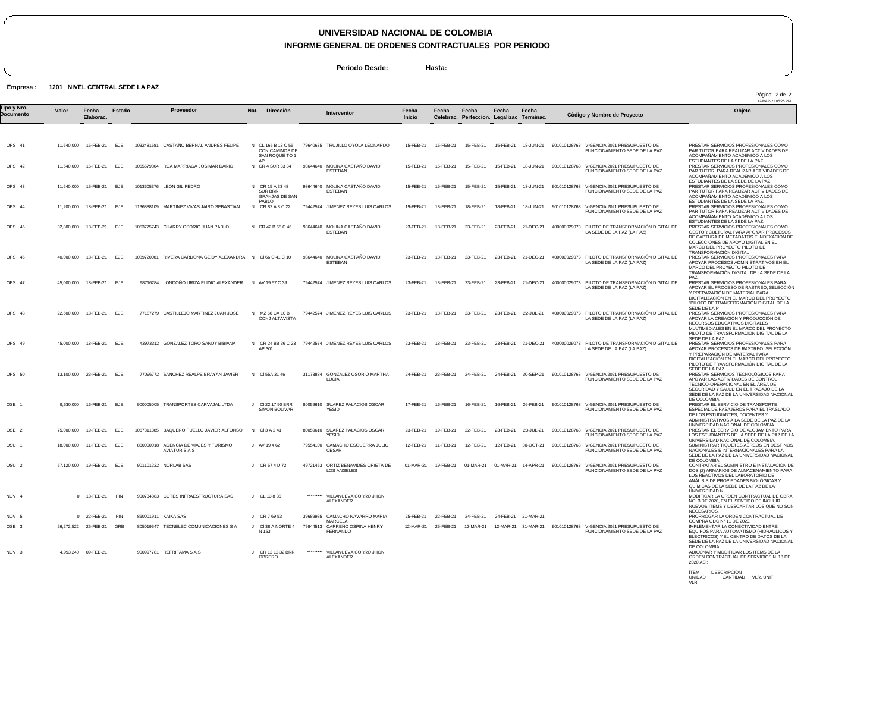# UNIVERSIDAD NACIONAL DE COLOMBIA

## INFORME GENERAL DE ORDENES CONTRACTUALES POR PERIODO

**Periodo Desde:** **Hasta:**

**Empresa : 1201 NIVEL CENTRAL SEDE LA PAZ**

12-MAR-21 05:25 PM

| Tipo y Nro. Documento | Valor | Fecha Elaborac. | Estado | Proveedor | Nat. | Dirección | Interventor | Fecha Inicio | Fecha Celebrac. | Fecha Perfeccion. | Fecha Legalizac | Fecha Terminac. | Código y Nombre de Proyecto | Objeto |
|---|---|---|---|---|---|---|---|---|---|---|---|---|---|---|
| OPS 41 | 11,640,000 | 15-FEB-21 | EJE | 1032481681 CASTAÑO BERNAL ANDRES FELIPE | N | CL 165 B 13 C 55 CON CAMINOS DE SAN ROQUE TO 1 AP | 79640675 TRUJILLO OYOLA LEONARDO | 15-FEB-21 | 15-FEB-21 | 15-FEB-21 | 15-FEB-21 | 18-JUN-21 | 901010128768 VIGENCIA 2021 PRESUPUESTO DE FUNCIONAMIENTO SEDE DE LA PAZ | PRESTAR SERVICIOS PROFESIONALES COMO PAR TUTOR PARA REALIZAR ACTIVIDADES DE ACOMPAÑAMIENTO ACADÉMICO A LOS ESTUDIANTES DE LA SEDE LA PAZ. |
| OPS 42 | 11,640,000 | 15-FEB-21 | EJE | 1065579864 ROA MARRIAGA JOSIMAR DARIO | N | CR 4 SUR 33 34 | 98644640 MOLINA CASTAÑO DAVID ESTEBAN | 15-FEB-21 | 15-FEB-21 | 15-FEB-21 | 15-FEB-21 | 18-JUN-21 | 901010128768 VIGENCIA 2021 PRESUPUESTO DE FUNCIONAMIENTO SEDE DE LA PAZ | PRESTAR SERVICIOS PROFESIONALES COMO PAR TUTOR PARA REALIZAR ACTIVIDADES DE ACOMPAÑAMIENTO ACADÉMICO A LOS ESTUDIANTES DE LA SEDE DE LA PAZ. |
| OPS 43 | 11,640,000 | 15-FEB-21 | EJE | 1013605376 LEON GIL PEDRO | N | CR 15 A 33 48 SUR BRR GRANJAS DE SAN PABLO | 98644640 MOLINA CASTAÑO DAVID ESTEBAN | 15-FEB-21 | 15-FEB-21 | 15-FEB-21 | 15-FEB-21 | 18-JUN-21 | 901010128768 VIGENCIA 2021 PRESUPUESTO DE FUNCIONAMIENTO SEDE DE LA PAZ | PRESTAR SERVICIOS PROFESIONALES COMO PAR TUTOR PARA REALIZAR ACTIVIDADES DE ACOMPAÑAMIENTO ACADÉMICO A LOS ESTUDIANTES DE LA SEDE LA PAZ. |
| OPS 44 | 11,200,000 | 18-FEB-21 | EJE | 1136888109 MARTINEZ VIVAS JAIRO SEBASTIAN | N | CR 82 A 8 C 22 | 79442574 JIMENEZ REYES LUIS CARLOS | 19-FEB-21 | 18-FEB-21 | 18-FEB-21 | 18-FEB-21 | 18-JUN-21 | 901010128768 VIGENCIA 2021 PRESUPUESTO DE FUNCIONAMIENTO SEDE DE LA PAZ | PRESTAR SERVICIOS PROFESIONALES COMO PAR TUTOR PARA REALIZAR ACTIVIDADES DE ACOMPAÑAMIENTO ACADÉMICO A LOS ESTUDIANTES DE LA SEDE LA PAZ. |
| OPS 45 | 32,800,000 | 18-FEB-21 | EJE | 1053775743 CHARRY OSORIO JUAN PABLO | N | CR 42 B 68 C 46 | 98644640 MOLINA CASTAÑO DAVID ESTEBAN | 23-FEB-21 | 18-FEB-21 | 23-FEB-21 | 23-FEB-21 | 21-DEC-21 | 400000029073 PILOTO DE TRANSFORMACIÓN DIGITAL DE LA SEDE DE LA PAZ (LA PAZ) | PRESTAR SERVICIOS PROFESIONALES COMO GESTOR CULTURAL PARA APOYAR PROCESOS DE CAPTURA DE METADATOS E INDEXACIÓN DE COLECCIONES DE APOYO DIGITAL EN EL MARCO DEL PROYECTO PILOTO DE TRANSFORMACIÓN DIGITAL |
| OPS 46 | 40,000,000 | 18-FEB-21 | EJE | 1089720081 RIVERA CARDONA GEIDY ALEXANDRA | N | Cl 66 C 41 C 10 | 98644640 MOLINA CASTAÑO DAVID ESTEBAN | 23-FEB-21 | 18-FEB-21 | 23-FEB-21 | 23-FEB-21 | 21-DEC-21 | 400000029073 PILOTO DE TRANSFORMACIÓN DIGITAL DE LA SEDE DE LA PAZ (LA PAZ) | PRESTAR SERVICIOS PROFESIONALES PARA APOYAR PROCESOS ADMINISTRATIVOS EN EL MARCO DEL PROYECTO PILOTO DE TRANSFORMACIÓN DIGITAL DE LA SEDE DE LA PAZ. |
| OPS 47 | 45,000,000 | 18-FEB-21 | EJE | 98716284 LONDOÑO URIZA ELIDIO ALEXANDER | N | AV 19 57 C 39 | 79442574 JIMENEZ REYES LUIS CARLOS | 23-FEB-21 | 18-FEB-21 | 23-FEB-21 | 23-FEB-21 | 21-DEC-21 | 400000029073 PILOTO DE TRANSFORMACIÓN DIGITAL DE LA SEDE DE LA PAZ (LA PAZ) | PRESTAR SERVICIOS PROFESIONALES PARA APOYAR EL PROCESO DE RASTREO, SELECCIÓN Y PREPARACIÓN DE MATERIAL PARA DIGITALIZACIÓN EN EL MARCO DEL PROYECTO "PILOTO DE TRANSFORMACIÓN DIGITAL DE LA SEDE DE LA P |
| OPS 48 | 22,500,000 | 18-FEB-21 | EJE | 77187279 CASTILLEJO MARTINEZ JUAN JOSE | N | MZ 66 CA 10 B CONJ ALTAVISTA | 79442574 JIMENEZ REYES LUIS CARLOS | 23-FEB-21 | 18-FEB-21 | 23-FEB-21 | 23-FEB-21 | 22-JUL-21 | 400000029073 PILOTO DE TRANSFORMACIÓN DIGITAL DE LA SEDE DE LA PAZ (LA PAZ) | PRESTAR SERVICIOS PROFESIONALES PARA APOYAR LA CREACIÓN Y PRODUCCIÓN DE RECURSOS EDUCATIVOS DIGITALES MULTIMEDIALES EN EL MARCO DEL PROYECTO PILOTO DE TRANSFORMACIÓN DIGITAL DE LA SEDE DE LA PAZ. |
| OPS 49 | 45,000,000 | 18-FEB-21 | EJE | 43973312 GONZALEZ TORO SANDY BIBIANA | N | CR 24 BB 36 C 23 AP 301 | 79442574 JIMENEZ REYES LUIS CARLOS | 23-FEB-21 | 18-FEB-21 | 23-FEB-21 | 23-FEB-21 | 21-DEC-21 | 400000029073 PILOTO DE TRANSFORMACIÓN DIGITAL DE LA SEDE DE LA PAZ (LA PAZ) | PRESTAR SERVICIOS PROFESIONALES PARA APOYAR PROCESOS DE RASTREO, SELECCIÓN Y PREPARACIÓN DE MATERIAL PARA DIGITALIZACIÓN EN EL MARCO DEL PROYECTO PILOTO DE TRANSFORMACIÓN DIGITAL DE LA SEDE DE LA PAZ. |
| OPS 50 | 13,100,000 | 23-FEB-21 | EJE | 77096772 SANCHEZ REALPE BRAYAN JAVIER | N | Cl 55A 31 46 | 31173884 GONZALEZ OSORIO MARTHA LUCIA | 24-FEB-21 | 23-FEB-21 | 24-FEB-21 | 24-FEB-21 | 30-SEP-21 | 901010128768 VIGENCIA 2021 PRESUPUESTO DE FUNCIONAMIENTO SEDE DE LA PAZ | PRESTAR SERVICIOS TECNOLÓGICOS PARA APOYAR LAS ACTIVIDADES DE CONTROL TECNICO-OPERACIONAL EN EL ÁREA DE SEGURIDAD Y SALUD EN EL TRABAJO DE LA SEDE DE LA PAZ DE LA UNIVERSIDAD NACIONAL DE COLOMBIA. |
| OSE 1 | 9,630,000 | 16-FEB-21 | EJE | 900005005 TRANSPORTES CARVAJAL LTDA | J | Cl 22 17 50 BRR SIMON BOLIVAR | 80059610 SUAREZ PALACIOS OSCAR YESID | 17-FEB-21 | 16-FEB-21 | 16-FEB-21 | 16-FEB-21 | 26-FEB-21 | 901010128768 VIGENCIA 2021 PRESUPUESTO DE FUNCIONAMIENTO SEDE DE LA PAZ | PRESTAR EL SERVICIO DE TRANSPORTE ESPECIAL DE PASAJEROS PARA EL TRASLADO DE LOS ESTUDIANTES, DOCENTES Y ADMINISTRATIVOS A LA SEDE DE LA PAZ DE LA UNIVERSIDAD NACIONAL DE COLOMBIA. |
| OSE 2 | 75,000,000 | 19-FEB-21 | EJE | 1067811385 BAQUERO PUELLO JAVIER ALFONSO | N | Cl 3 A 2 41 | 80059610 SUAREZ PALACIOS OSCAR YESID | 23-FEB-21 | 19-FEB-21 | 22-FEB-21 | 23-FEB-21 | 23-JUL-21 | 901010128768 VIGENCIA 2021 PRESUPUESTO DE FUNCIONAMIENTO SEDE DE LA PAZ | PRESTAR EL SERVICIO DE ALOJAMIENTO PARA LOS ESTUDIANTES DE LA SEDE DE LA PAZ DE LA UNIVERSIDAD NACIONAL DE COLOMBIA. |
| OSU 1 | 18,000,000 | 11-FEB-21 | EJE | 860000018 AGENCIA DE VIAJES Y TURISMO AVIATUR S A S | J | AV 19 4 62 | 79554100 CAMACHO ESGUERRA JULIO CESAR | 12-FEB-21 | 11-FEB-21 | 12-FEB-21 | 12-FEB-21 | 30-OCT-21 | 901010128768 VIGENCIA 2021 PRESUPUESTO DE FUNCIONAMIENTO SEDE DE LA PAZ | SUMINISTRAR TIQUETES AÉREOS EN DESTINOS NACIONALES E INTERNACIONALES PARA LA SEDE DE LA PAZ DE LA UNIVERSIDAD NACIONAL DE COLOMBIA. |
| OSU 2 | 57,120,000 | 19-FEB-21 | EJE | 901101222 NORLAB SAS | J | CR 57 4 D 72 | 49721463 ORTIZ BENAVIDES ORIETA DE LOS ANGELES | 01-MAR-21 | 19-FEB-21 | 01-MAR-21 | 01-MAR-21 | 14-APR-21 | 901010128768 VIGENCIA 2021 PRESUPUESTO DE FUNCIONAMIENTO SEDE DE LA PAZ | CONTRATAR EL SUMINISTRO E INSTALACIÓN DE DOS (2) ARMARIOS DE ALMACENAMIENTO PARA LOS REACTIVOS DEL LABORATORIO DE ANÁLISIS DE PROPIEDADES BIOLÓGICAS Y QUÍMICAS DE LA SEDE DE LA PAZ DE LA UNIVERSIDAD N |
| NOV 4 | 0 | 18-FEB-21 | FIN | 900734883 COTES INFRAESTRUCTURA SAS | J | CL 13 8 35 | \*\*\*\*\*\*\*\*\* VILLANUEVA CORRO JHON ALEXANDER | | | | | | | MODIFICAR LA ORDEN CONTRACTUAL DE OBRA NO. 3 DE 2020, EN EL SENTIDO DE INCLUIR NUEVOS ITEMS Y DESCARTAR LOS QUE NO SON NECESARIOS. |
| NOV 5 | 0 | 22-FEB-21 | FIN | 860001911 KAIKA SAS | J | CR 7 69 53 | 39689985 CAMACHO NAVARRO MARIA MARCELA | 25-FEB-21 | 22-FEB-21 | 24-FEB-21 | 24-FEB-21 | 21-MAR-21 | | PRORROGAR LA ORDEN CONTRACTUAL DE COMPRA ODC N° 11 DE 2020. |
| OSE 3 | 26,272,522 | 25-FEB-21 | GRB | 805019647 TECNELEC COMUNICACIONES S A | J | Cl 38 A NORTE 4 N 153 | 79844513 CARREÑO OSPINA HENRY FERNANDO | 12-MAR-21 | 25-FEB-21 | 12-MAR-21 | 12-MAR-21 | 31-MAR-21 | 901010128768 VIGENCIA 2021 PRESUPUESTO DE FUNCIONAMIENTO SEDE DE LA PAZ | IMPLEMENTAR LA CONECTIVIDAD ENTRE EQUIPOS PARA AUTOMATISMO (HIDRÁULICOS Y ELÉCTRICOS) Y EL CENTRO DE DATOS DE LA SEDE DE LA PAZ DE LA UNIVERSIDAD NACIONAL DE COLOMBIA. |
| NOV 3 | 4,993,240 | 09-FEB-21 | | 900997781 REFRIFAMA S.A.S | J | CR 12 12 32 BRR OBRERO | \*\*\*\*\*\*\*\*\* VILLANUEVA CORRO JHON ALEXANDER | | | | | | | ADICONAR Y MODIFICAR LOS ITEMS DE LA ORDEN CONTRACTUAL DE SERVICIOS N. 18 DE 2020 ASI: ÍTEM DESCRIPCIÓN UNIDAD CANTIDAD VLR. UNIT. VLR |